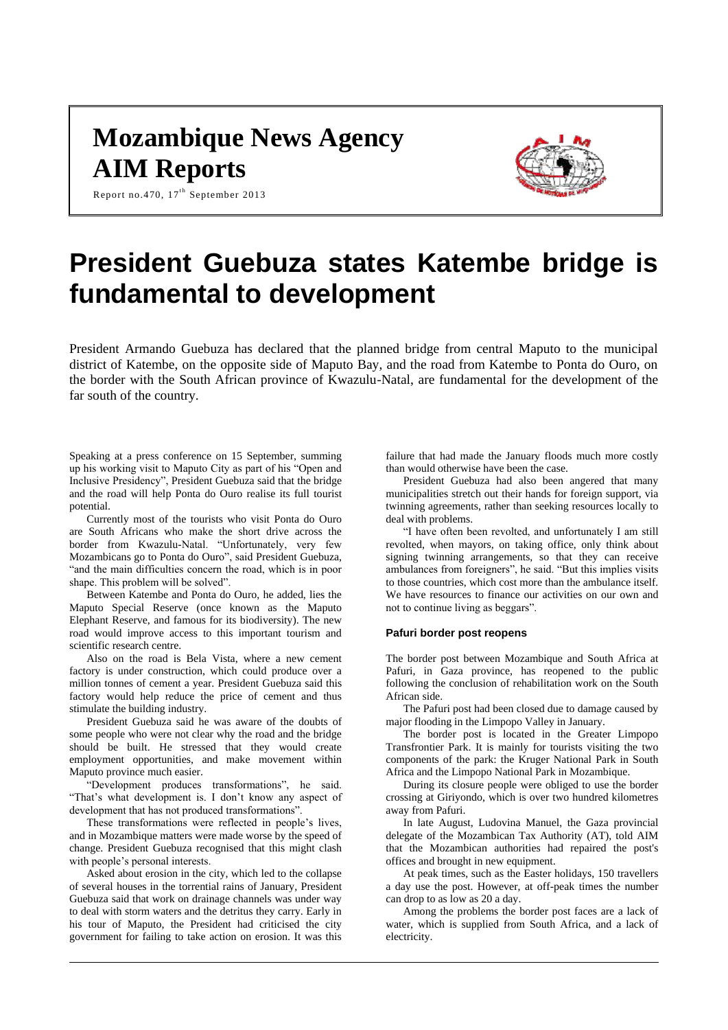# Mozambique News Agency
# AIM Reports

Report no.470, 17th September 2013

# President Guebuza states Katembe bridge is fundamental to development

President Armando Guebuza has declared that the planned bridge from central Maputo to the municipal district of Katembe, on the opposite side of Maputo Bay, and the road from Katembe to Ponta do Ouro, on the border with the South African province of Kwazulu-Natal, are fundamental for the development of the far south of the country.

Speaking at a press conference on 15 September, summing up his working visit to Maputo City as part of his "Open and Inclusive Presidency", President Guebuza said that the bridge and the road will help Ponta do Ouro realise its full tourist potential.

Currently most of the tourists who visit Ponta do Ouro are South Africans who make the short drive across the border from Kwazulu-Natal. "Unfortunately, very few Mozambicans go to Ponta do Ouro", said President Guebuza, "and the main difficulties concern the road, which is in poor shape. This problem will be solved".

Between Katembe and Ponta do Ouro, he added, lies the Maputo Special Reserve (once known as the Maputo Elephant Reserve, and famous for its biodiversity). The new road would improve access to this important tourism and scientific research centre.

Also on the road is Bela Vista, where a new cement factory is under construction, which could produce over a million tonnes of cement a year. President Guebuza said this factory would help reduce the price of cement and thus stimulate the building industry.

President Guebuza said he was aware of the doubts of some people who were not clear why the road and the bridge should be built. He stressed that they would create employment opportunities, and make movement within Maputo province much easier.

"Development produces transformations", he said. "That's what development is. I don't know any aspect of development that has not produced transformations".

These transformations were reflected in people's lives, and in Mozambique matters were made worse by the speed of change. President Guebuza recognised that this might clash with people's personal interests.

Asked about erosion in the city, which led to the collapse of several houses in the torrential rains of January, President Guebuza said that work on drainage channels was under way to deal with storm waters and the detritus they carry. Early in his tour of Maputo, the President had criticised the city government for failing to take action on erosion. It was this failure that had made the January floods much more costly than would otherwise have been the case.

President Guebuza had also been angered that many municipalities stretch out their hands for foreign support, via twinning agreements, rather than seeking resources locally to deal with problems.

"I have often been revolted, and unfortunately I am still revolted, when mayors, on taking office, only think about signing twinning arrangements, so that they can receive ambulances from foreigners", he said. "But this implies visits to those countries, which cost more than the ambulance itself. We have resources to finance our activities on our own and not to continue living as beggars".

### Pafuri border post reopens

The border post between Mozambique and South Africa at Pafuri, in Gaza province, has reopened to the public following the conclusion of rehabilitation work on the South African side.

The Pafuri post had been closed due to damage caused by major flooding in the Limpopo Valley in January.

The border post is located in the Greater Limpopo Transfrontier Park. It is mainly for tourists visiting the two components of the park: the Kruger National Park in South Africa and the Limpopo National Park in Mozambique.

During its closure people were obliged to use the border crossing at Giriyondo, which is over two hundred kilometres away from Pafuri.

In late August, Ludovina Manuel, the Gaza provincial delegate of the Mozambican Tax Authority (AT), told AIM that the Mozambican authorities had repaired the post's offices and brought in new equipment.

At peak times, such as the Easter holidays, 150 travellers a day use the post. However, at off-peak times the number can drop to as low as 20 a day.

Among the problems the border post faces are a lack of water, which is supplied from South Africa, and a lack of electricity.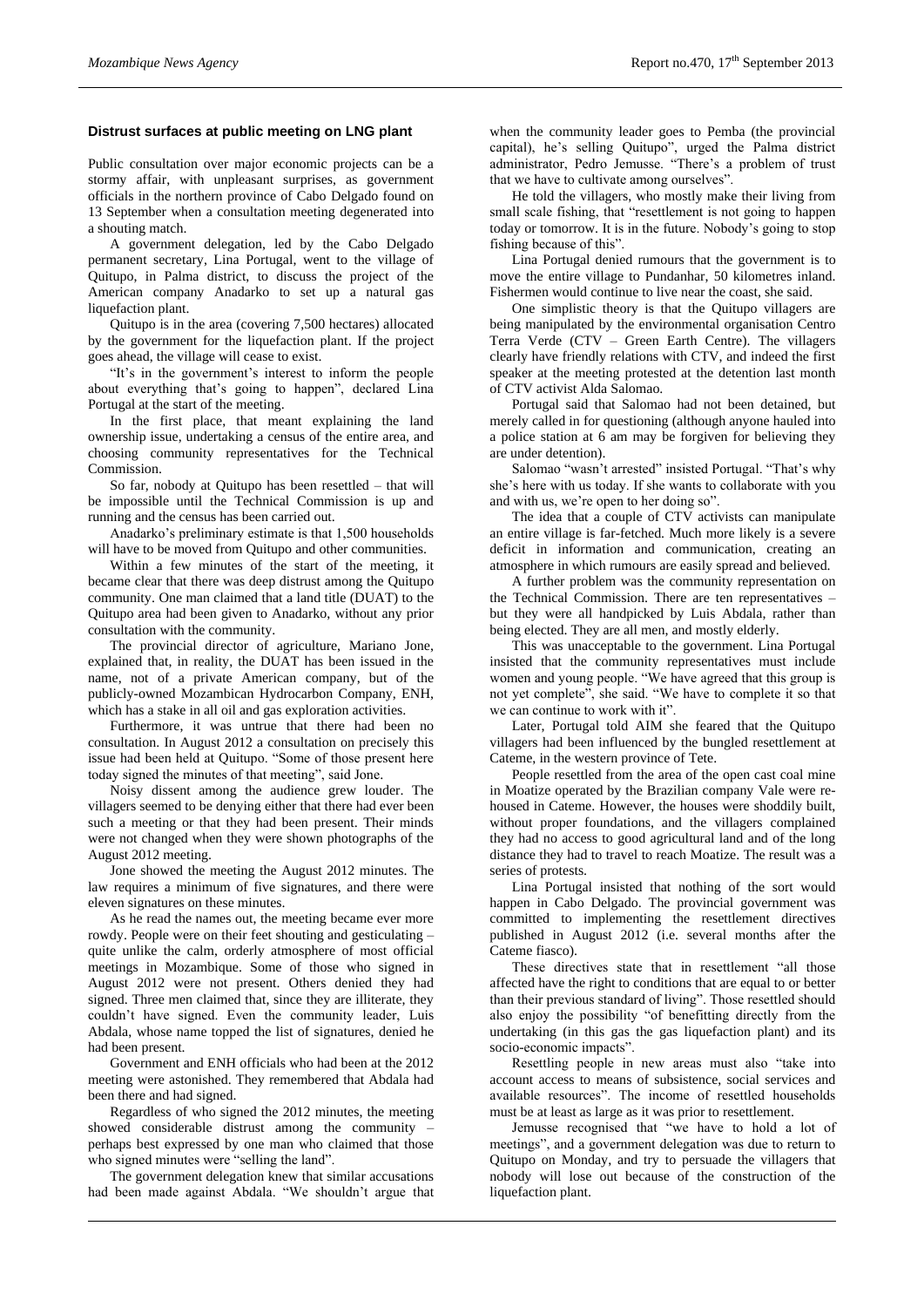### Distrust surfaces at public meeting on LNG plant

Public consultation over major economic projects can be a stormy affair, with unpleasant surprises, as government officials in the northern province of Cabo Delgado found on 13 September when a consultation meeting degenerated into a shouting match.

A government delegation, led by the Cabo Delgado permanent secretary, Lina Portugal, went to the village of Quitupo, in Palma district, to discuss the project of the American company Anadarko to set up a natural gas liquefaction plant.

Quitupo is in the area (covering 7,500 hectares) allocated by the government for the liquefaction plant. If the project goes ahead, the village will cease to exist.

"It's in the government's interest to inform the people about everything that's going to happen", declared Lina Portugal at the start of the meeting.

In the first place, that meant explaining the land ownership issue, undertaking a census of the entire area, and choosing community representatives for the Technical Commission.

So far, nobody at Quitupo has been resettled – that will be impossible until the Technical Commission is up and running and the census has been carried out.

Anadarko's preliminary estimate is that 1,500 households will have to be moved from Quitupo and other communities.

Within a few minutes of the start of the meeting, it became clear that there was deep distrust among the Quitupo community. One man claimed that a land title (DUAT) to the Quitupo area had been given to Anadarko, without any prior consultation with the community.

The provincial director of agriculture, Mariano Jone, explained that, in reality, the DUAT has been issued in the name, not of a private American company, but of the publicly-owned Mozambican Hydrocarbon Company, ENH, which has a stake in all oil and gas exploration activities.

Furthermore, it was untrue that there had been no consultation. In August 2012 a consultation on precisely this issue had been held at Quitupo. "Some of those present here today signed the minutes of that meeting", said Jone.

Noisy dissent among the audience grew louder. The villagers seemed to be denying either that there had ever been such a meeting or that they had been present. Their minds were not changed when they were shown photographs of the August 2012 meeting.

Jone showed the meeting the August 2012 minutes. The law requires a minimum of five signatures, and there were eleven signatures on these minutes.

As he read the names out, the meeting became ever more rowdy. People were on their feet shouting and gesticulating – quite unlike the calm, orderly atmosphere of most official meetings in Mozambique. Some of those who signed in August 2012 were not present. Others denied they had signed. Three men claimed that, since they are illiterate, they couldn't have signed. Even the community leader, Luis Abdala, whose name topped the list of signatures, denied he had been present.

Government and ENH officials who had been at the 2012 meeting were astonished. They remembered that Abdala had been there and had signed.

Regardless of who signed the 2012 minutes, the meeting showed considerable distrust among the community – perhaps best expressed by one man who claimed that those who signed minutes were "selling the land".

The government delegation knew that similar accusations had been made against Abdala. "We shouldn't argue that when the community leader goes to Pemba (the provincial capital), he's selling Quitupo", urged the Palma district administrator, Pedro Jemusse. "There's a problem of trust that we have to cultivate among ourselves".

He told the villagers, who mostly make their living from small scale fishing, that "resettlement is not going to happen today or tomorrow. It is in the future. Nobody's going to stop fishing because of this".

Lina Portugal denied rumours that the government is to move the entire village to Pundanhar, 50 kilometres inland. Fishermen would continue to live near the coast, she said.

One simplistic theory is that the Quitupo villagers are being manipulated by the environmental organisation Centro Terra Verde (CTV – Green Earth Centre). The villagers clearly have friendly relations with CTV, and indeed the first speaker at the meeting protested at the detention last month of CTV activist Alda Salomao.

Portugal said that Salomao had not been detained, but merely called in for questioning (although anyone hauled into a police station at 6 am may be forgiven for believing they are under detention).

Salomao "wasn't arrested" insisted Portugal. "That's why she's here with us today. If she wants to collaborate with you and with us, we're open to her doing so".

The idea that a couple of CTV activists can manipulate an entire village is far-fetched. Much more likely is a severe deficit in information and communication, creating an atmosphere in which rumours are easily spread and believed.

A further problem was the community representation on the Technical Commission. There are ten representatives – but they were all handpicked by Luis Abdala, rather than being elected. They are all men, and mostly elderly.

This was unacceptable to the government. Lina Portugal insisted that the community representatives must include women and young people. "We have agreed that this group is not yet complete", she said. "We have to complete it so that we can continue to work with it".

Later, Portugal told AIM she feared that the Quitupo villagers had been influenced by the bungled resettlement at Cateme, in the western province of Tete.

People resettled from the area of the open cast coal mine in Moatize operated by the Brazilian company Vale were rehoused in Cateme. However, the houses were shoddily built, without proper foundations, and the villagers complained they had no access to good agricultural land and of the long distance they had to travel to reach Moatize. The result was a series of protests.

Lina Portugal insisted that nothing of the sort would happen in Cabo Delgado. The provincial government was committed to implementing the resettlement directives published in August 2012 (i.e. several months after the Cateme fiasco).

These directives state that in resettlement "all those affected have the right to conditions that are equal to or better than their previous standard of living". Those resettled should also enjoy the possibility "of benefitting directly from the undertaking (in this gas the gas liquefaction plant) and its socio-economic impacts".

Resettling people in new areas must also "take into account access to means of subsistence, social services and available resources". The income of resettled households must be at least as large as it was prior to resettlement.

Jemusse recognised that "we have to hold a lot of meetings", and a government delegation was due to return to Quitupo on Monday, and try to persuade the villagers that nobody will lose out because of the construction of the liquefaction plant.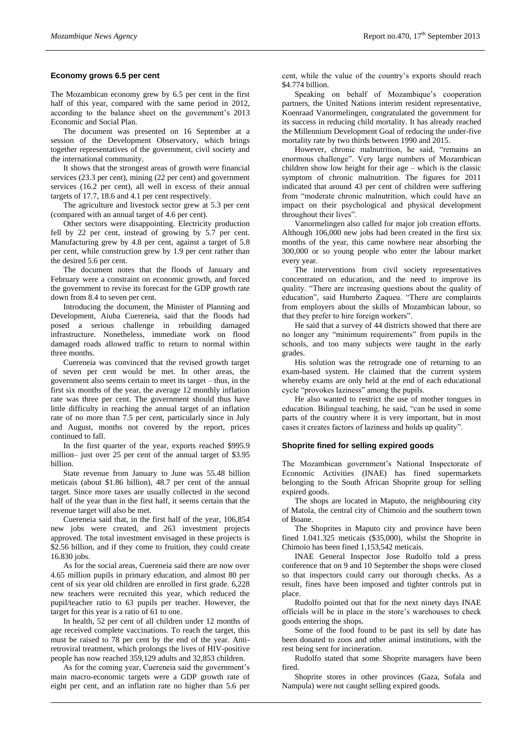## Economy grows 6.5 per cent

The Mozambican economy grew by 6.5 per cent in the first half of this year, compared with the same period in 2012, according to the balance sheet on the government's 2013 Economic and Social Plan.

The document was presented on 16 September at a session of the Development Observatory, which brings together representatives of the government, civil society and the international community.

It shows that the strongest areas of growth were financial services (23.3 per cent), mining (22 per cent) and government services (16.2 per cent), all well in excess of their annual targets of 17.7, 18.6 and 4.1 per cent respectively.

The agriculture and livestock sector grew at 5.3 per cent (compared with an annual target of 4.6 per cent).

Other sectors were disappointing. Electricity production fell by 22 per cent, instead of growing by 5.7 per cent. Manufacturing grew by 4.8 per cent, against a target of 5.8 per cent, while construction grew by 1.9 per cent rather than the desired 5.6 per cent.

The document notes that the floods of January and February were a constraint on economic growth, and forced the government to revise its forecast for the GDP growth rate down from 8.4 to seven per cent.

Introducing the document, the Minister of Planning and Development, Aiuba Cuereneia, said that the floods had posed a serious challenge in rebuilding damaged infrastructure. Nonetheless, immediate work on flood damaged roads allowed traffic to return to normal within three months.

Cuereneia was convinced that the revised growth target of seven per cent would be met. In other areas, the government also seems certain to meet its target – thus, in the first six months of the year, the average 12 monthly inflation rate was three per cent. The government should thus have little difficulty in reaching the annual target of an inflation rate of no more than 7.5 per cent, particularly since in July and August, months not covered by the report, prices continued to fall.

In the first quarter of the year, exports reached $995.9 million– just over 25 per cent of the annual target of $3.95 billion.

State revenue from January to June was 55.48 billion meticais (about $1.86 billion), 48.7 per cent of the annual target. Since more taxes are usually collected in the second half of the year than in the first half, it seems certain that the revenue target will also be met.

Cuereneia said that, in the first half of the year, 106,854 new jobs were created, and 263 investment projects approved. The total investment envisaged in these projects is $2.56 billion, and if they come to fruition, they could create 16.830 jobs.

As for the social areas, Cuereneia said there are now over 4.65 million pupils in primary education, and almost 80 per cent of six year old children are enrolled in first grade. 6,228 new teachers were recruited this year, which reduced the pupil/teacher ratio to 63 pupils per teacher. However, the target for this year is a ratio of 61 to one.

In health, 52 per cent of all children under 12 months of age received complete vaccinations. To reach the target, this must be raised to 78 per cent by the end of the year. Anti-retroviral treatment, which prolongs the lives of HIV-positive people has now reached 359,129 adults and 32,853 children.

As for the coming year, Cuereneia said the government's main macro-economic targets were a GDP growth rate of eight per cent, and an inflation rate no higher than 5.6 per cent, while the value of the country's exports should reach $4.774 billion.

Speaking on behalf of Mozambique's cooperation partners, the United Nations interim resident representative, Koenraad Vanormelingen, congratulated the government for its success in reducing child mortality. It has already reached the Millennium Development Goal of reducing the under-five mortality rate by two thirds between 1990 and 2015.

However, chronic malnutrition, he said, "remains an enormous challenge". Very large numbers of Mozambican children show low height for their age – which is the classic symptom of chronic malnutrition. The figures for 2011 indicated that around 43 per cent of children were suffering from "moderate chronic malnutrition, which could have an impact on their psychological and physical development throughout their lives".

Vanormelingen also called for major job creation efforts. Although 106,000 new jobs had been created in the first six months of the year, this came nowhere near absorbing the 300,000 or so young people who enter the labour market every year.

The interventions from civil society representatives concentrated on education, and the need to improve its quality. "There are increasing questions about the quality of education", said Humberto Zaqueu. "There are complaints from employers about the skills of Mozambican labour, so that they prefer to hire foreign workers".

He said that a survey of 44 districts showed that there are no longer any "minimum requirements" from pupils in the schools, and too many subjects were taught in the early grades.

His solution was the retrograde one of returning to an exam-based system. He claimed that the current system whereby exams are only held at the end of each educational cycle "provokes laziness" among the pupils.

He also wanted to restrict the use of mother tongues in education. Bilingual teaching, he said, "can be used in some parts of the country where it is very important, but in most cases it creates factors of laziness and holds up quality".

## Shoprite fined for selling expired goods

The Mozambican government's National Inspectorate of Economic Activities (INAE) has fined supermarkets belonging to the South African Shoprite group for selling expired goods.

The shops are located in Maputo, the neighbouring city of Matola, the central city of Chimoio and the southern town of Boane.

The Shoprites in Maputo city and province have been fined 1.041.325 meticais ($35,000), whilst the Shoprite in Chimoio has been fined 1,153,542 meticais.

INAE General Inspector Jose Rudolfo told a press conference that on 9 and 10 September the shops were closed so that inspectors could carry out thorough checks. As a result, fines have been imposed and tighter controls put in place.

Rudolfo pointed out that for the next ninety days INAE officials will be in place in the store's warehouses to check goods entering the shops.

Some of the food found to be past its sell by date has been donated to zoos and other animal institutions, with the rest being sent for incineration.

Rudolfo stated that some Shoprite managers have been fired.

Shoprite stores in other provinces (Gaza, Sofala and Nampula) were not caught selling expired goods.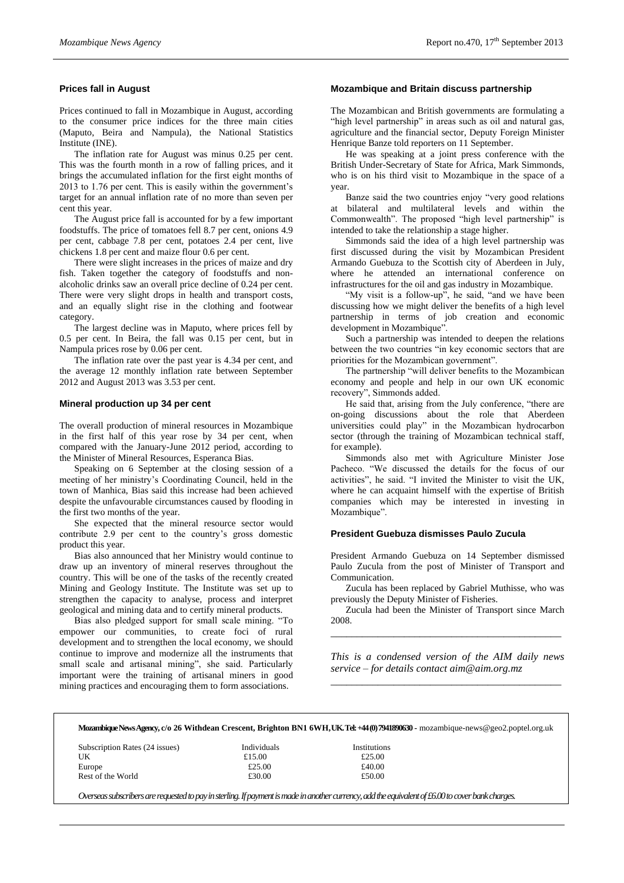## Prices fall in August

Prices continued to fall in Mozambique in August, according to the consumer price indices for the three main cities (Maputo, Beira and Nampula), the National Statistics Institute (INE).

The inflation rate for August was minus 0.25 per cent. This was the fourth month in a row of falling prices, and it brings the accumulated inflation for the first eight months of 2013 to 1.76 per cent. This is easily within the government's target for an annual inflation rate of no more than seven per cent this year.

The August price fall is accounted for by a few important foodstuffs. The price of tomatoes fell 8.7 per cent, onions 4.9 per cent, cabbage 7.8 per cent, potatoes 2.4 per cent, live chickens 1.8 per cent and maize flour 0.6 per cent.

There were slight increases in the prices of maize and dry fish. Taken together the category of foodstuffs and non-alcoholic drinks saw an overall price decline of 0.24 per cent. There were very slight drops in health and transport costs, and an equally slight rise in the clothing and footwear category.

The largest decline was in Maputo, where prices fell by 0.5 per cent. In Beira, the fall was 0.15 per cent, but in Nampula prices rose by 0.06 per cent.

The inflation rate over the past year is 4.34 per cent, and the average 12 monthly inflation rate between September 2012 and August 2013 was 3.53 per cent.

## Mineral production up 34 per cent

The overall production of mineral resources in Mozambique in the first half of this year rose by 34 per cent, when compared with the January-June 2012 period, according to the Minister of Mineral Resources, Esperanca Bias.

Speaking on 6 September at the closing session of a meeting of her ministry's Coordinating Council, held in the town of Manhica, Bias said this increase had been achieved despite the unfavourable circumstances caused by flooding in the first two months of the year.

She expected that the mineral resource sector would contribute 2.9 per cent to the country's gross domestic product this year.

Bias also announced that her Ministry would continue to draw up an inventory of mineral reserves throughout the country. This will be one of the tasks of the recently created Mining and Geology Institute. The Institute was set up to strengthen the capacity to analyse, process and interpret geological and mining data and to certify mineral products.

Bias also pledged support for small scale mining. "To empower our communities, to create foci of rural development and to strengthen the local economy, we should continue to improve and modernize all the instruments that small scale and artisanal mining", she said. Particularly important were the training of artisanal miners in good mining practices and encouraging them to form associations.

## Mozambique and Britain discuss partnership

The Mozambican and British governments are formulating a "high level partnership" in areas such as oil and natural gas, agriculture and the financial sector, Deputy Foreign Minister Henrique Banze told reporters on 11 September.

He was speaking at a joint press conference with the British Under-Secretary of State for Africa, Mark Simmonds, who is on his third visit to Mozambique in the space of a year.

Banze said the two countries enjoy "very good relations at bilateral and multilateral levels and within the Commonwealth". The proposed "high level partnership" is intended to take the relationship a stage higher.

Simmonds said the idea of a high level partnership was first discussed during the visit by Mozambican President Armando Guebuza to the Scottish city of Aberdeen in July, where he attended an international conference on infrastructures for the oil and gas industry in Mozambique.

"My visit is a follow-up", he said, "and we have been discussing how we might deliver the benefits of a high level partnership in terms of job creation and economic development in Mozambique".

Such a partnership was intended to deepen the relations between the two countries "in key economic sectors that are priorities for the Mozambican government".

The partnership "will deliver benefits to the Mozambican economy and people and help in our own UK economic recovery", Simmonds added.

He said that, arising from the July conference, "there are on-going discussions about the role that Aberdeen universities could play" in the Mozambican hydrocarbon sector (through the training of Mozambican technical staff, for example).

Simmonds also met with Agriculture Minister Jose Pacheco. "We discussed the details for the focus of our activities", he said. "I invited the Minister to visit the UK, where he can acquaint himself with the expertise of British companies which may be interested in investing in Mozambique".

## President Guebuza dismisses Paulo Zucula

President Armando Guebuza on 14 September dismissed Paulo Zucula from the post of Minister of Transport and Communication.

Zucula has been replaced by Gabriel Muthisse, who was previously the Deputy Minister of Fisheries.

Zucula had been the Minister of Transport since March 2008.

---

*This is a condensed version of the AIM daily news service – for details contact aim@aim.org.mz*

---

**Mozambique News Agency, c/o 26 Withdean Crescent, Brighton BN1 6WH, UK. Tel: +44 (0) 7941890630 -** mozambique-news@geo2.poptel.org.uk

| Subscription Rates (24 issues) | Individuals | Institutions |
|---|---|---|
| UK | £15.00 | £25.00 |
| Europe | £25.00 | £40.00 |
| Rest of the World | £30.00 | £50.00 |

*Overseas subscribers are requested to pay in sterling. If payment is made in another currency, add the equivalent of £6.00 to cover bank charges.*